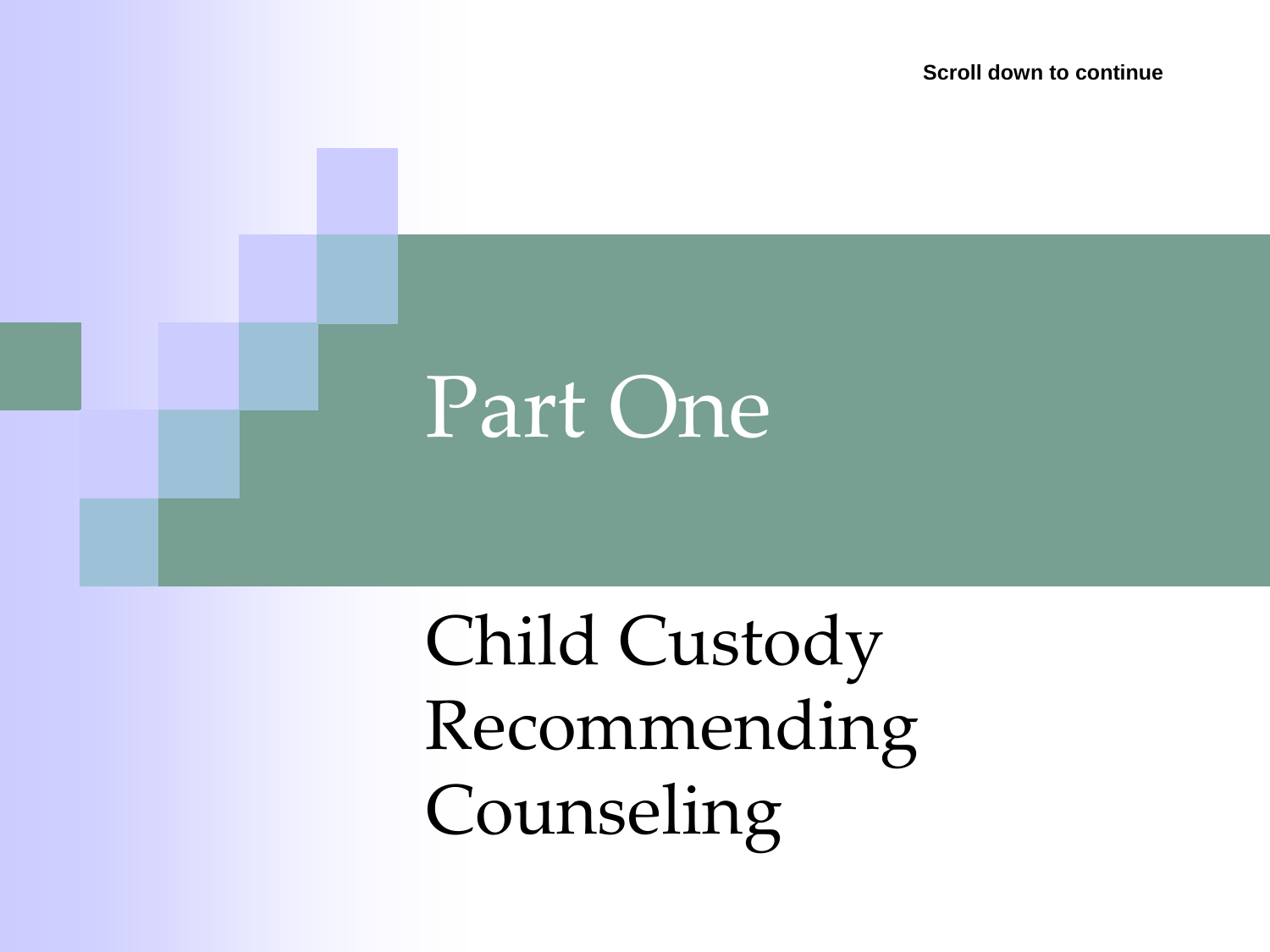Scroll down to continue

# Part One

## Child Custody Recommending Counseling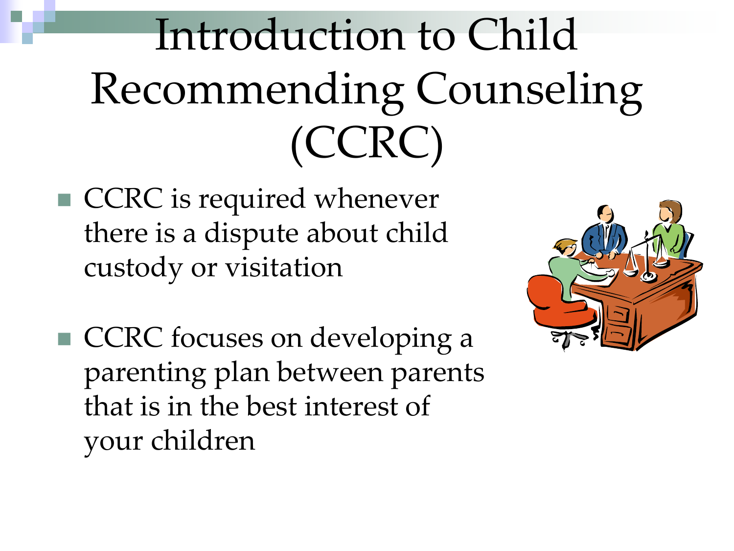# Introduction to Child Recommending Counseling (CCRC)

- CCRC is required whenever there is a dispute about child custody or visitation
- CCRC focuses on developing a parenting plan between parents that is in the best interest of your children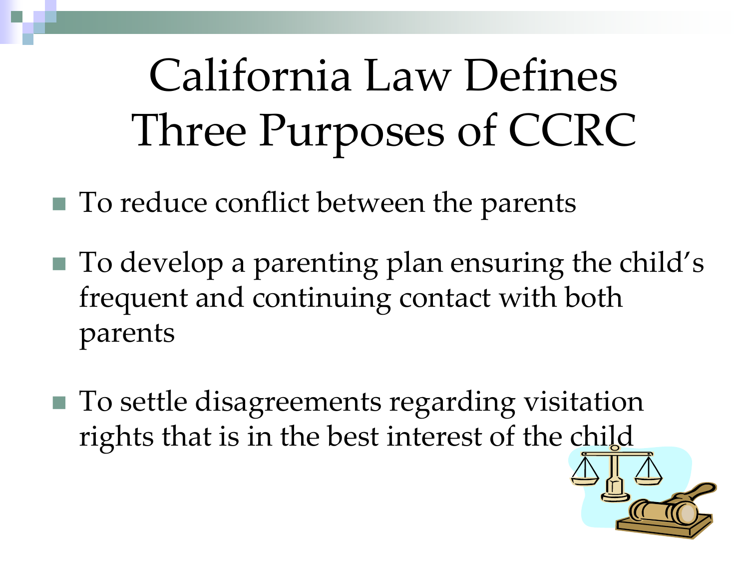# California Law Defines Three Purposes of CCRC

- To reduce conflict between the parents
- To develop a parenting plan ensuring the child's frequent and continuing contact with both parents
- To settle disagreements regarding visitation rights that is in the best interest of the child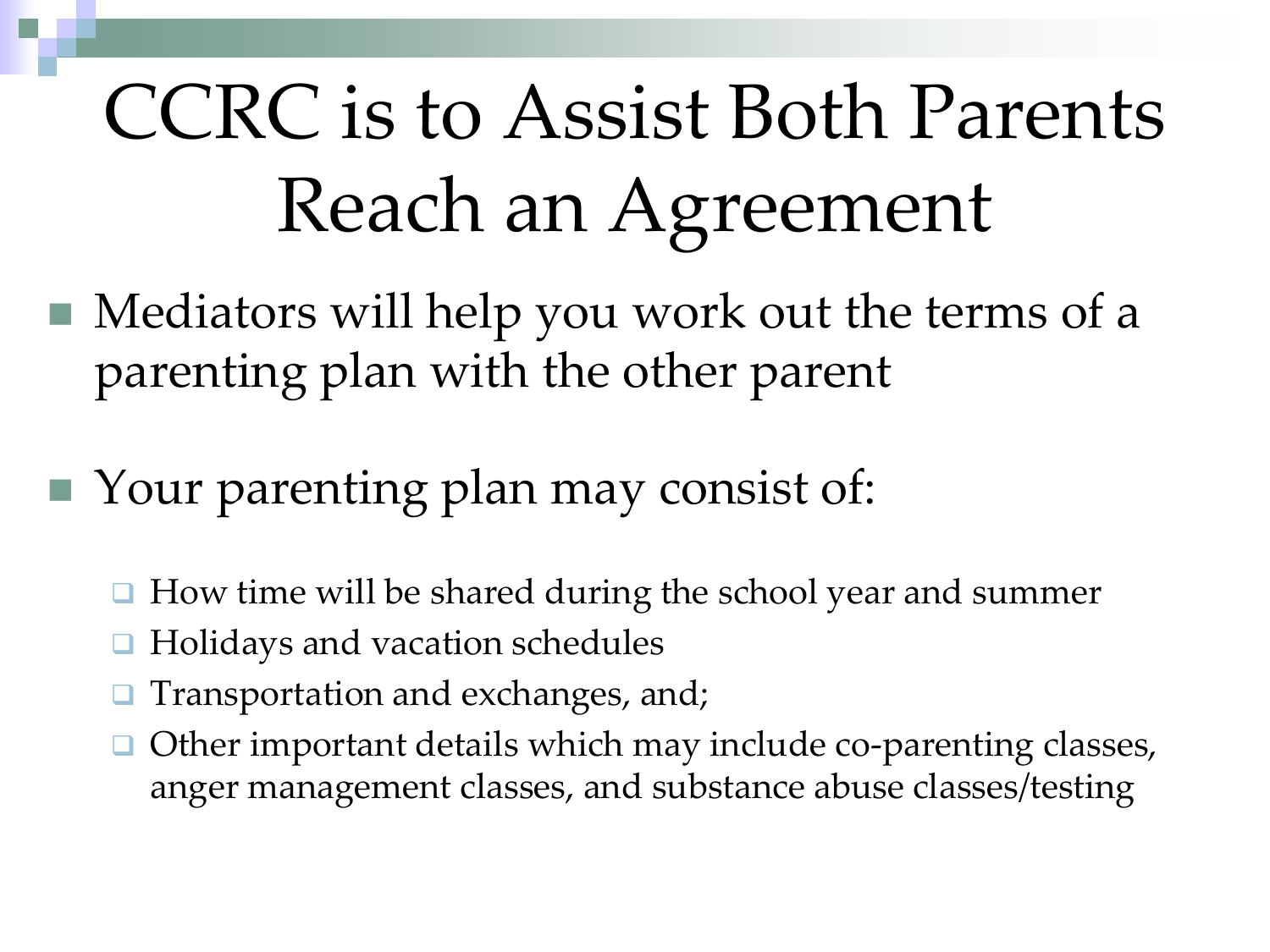# CCRC is to Assist Both Parents Reach an Agreement

- Mediators will help you work out the terms of a parenting plan with the other parent
- Your parenting plan may consist of:
  - How time will be shared during the school year and summer
  - Holidays and vacation schedules
  - Transportation and exchanges, and;
  - Other important details which may include co-parenting classes, anger management classes, and substance abuse classes/testing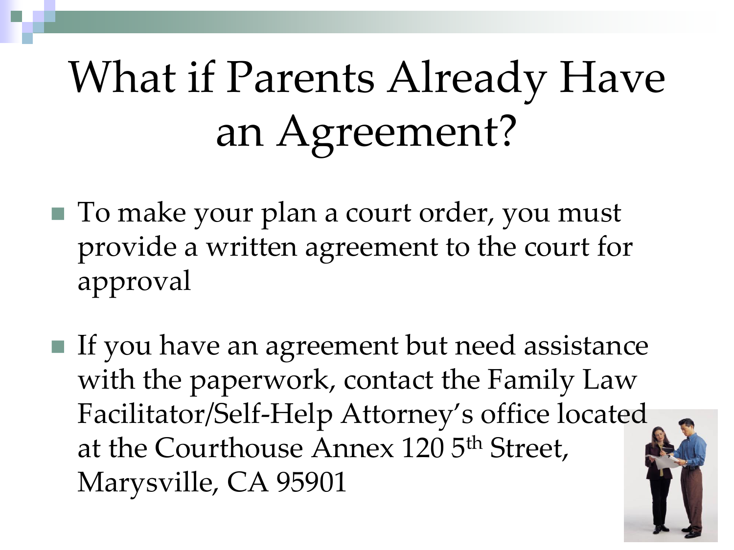# What if Parents Already Have an Agreement?

- To make your plan a court order, you must provide a written agreement to the court for approval
- If you have an agreement but need assistance with the paperwork, contact the Family Law Facilitator/Self-Help Attorney's office located at the Courthouse Annex 120 5th Street, Marysville, CA 95901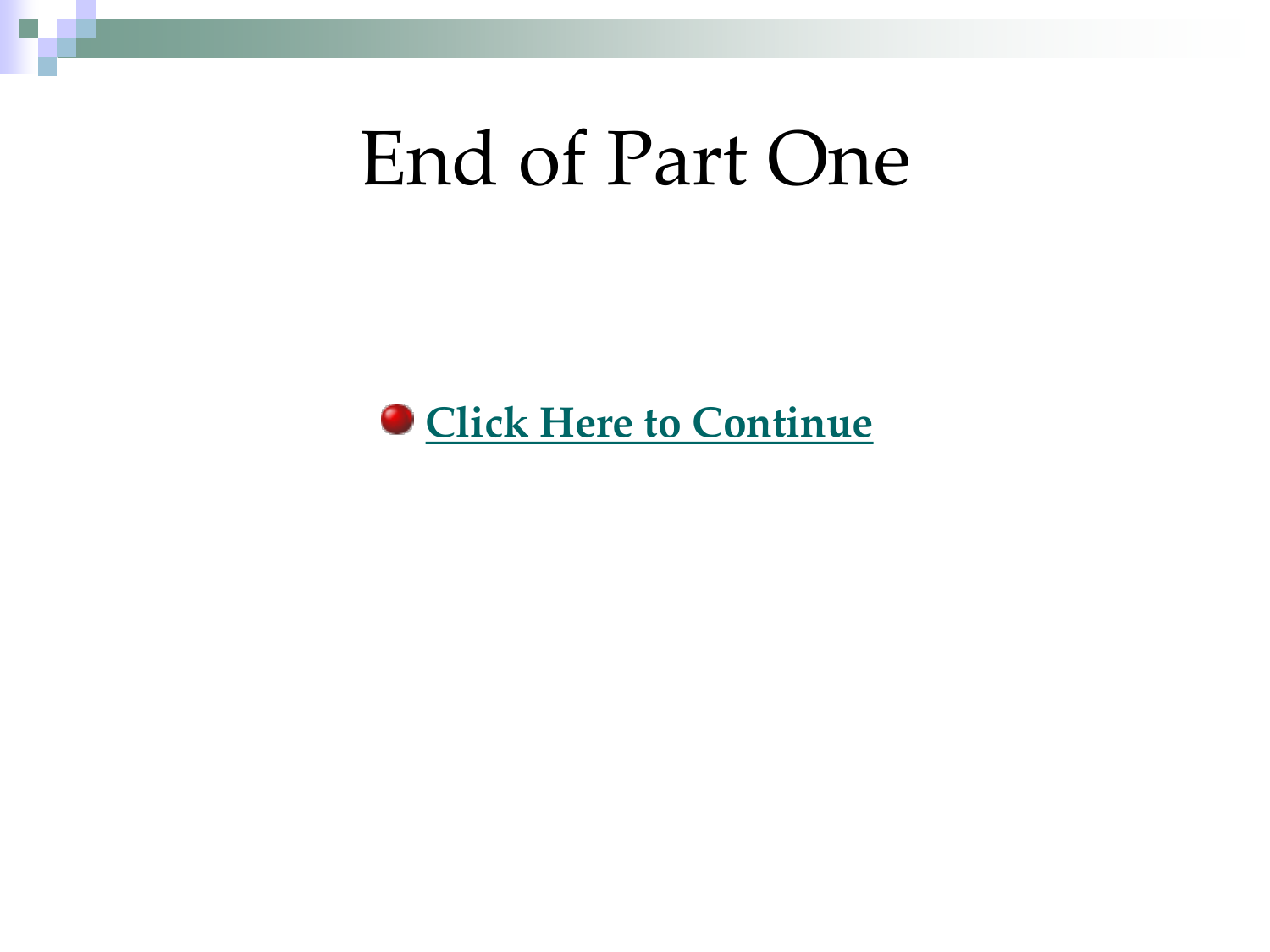# End of Part One

**Click Here to Continue**